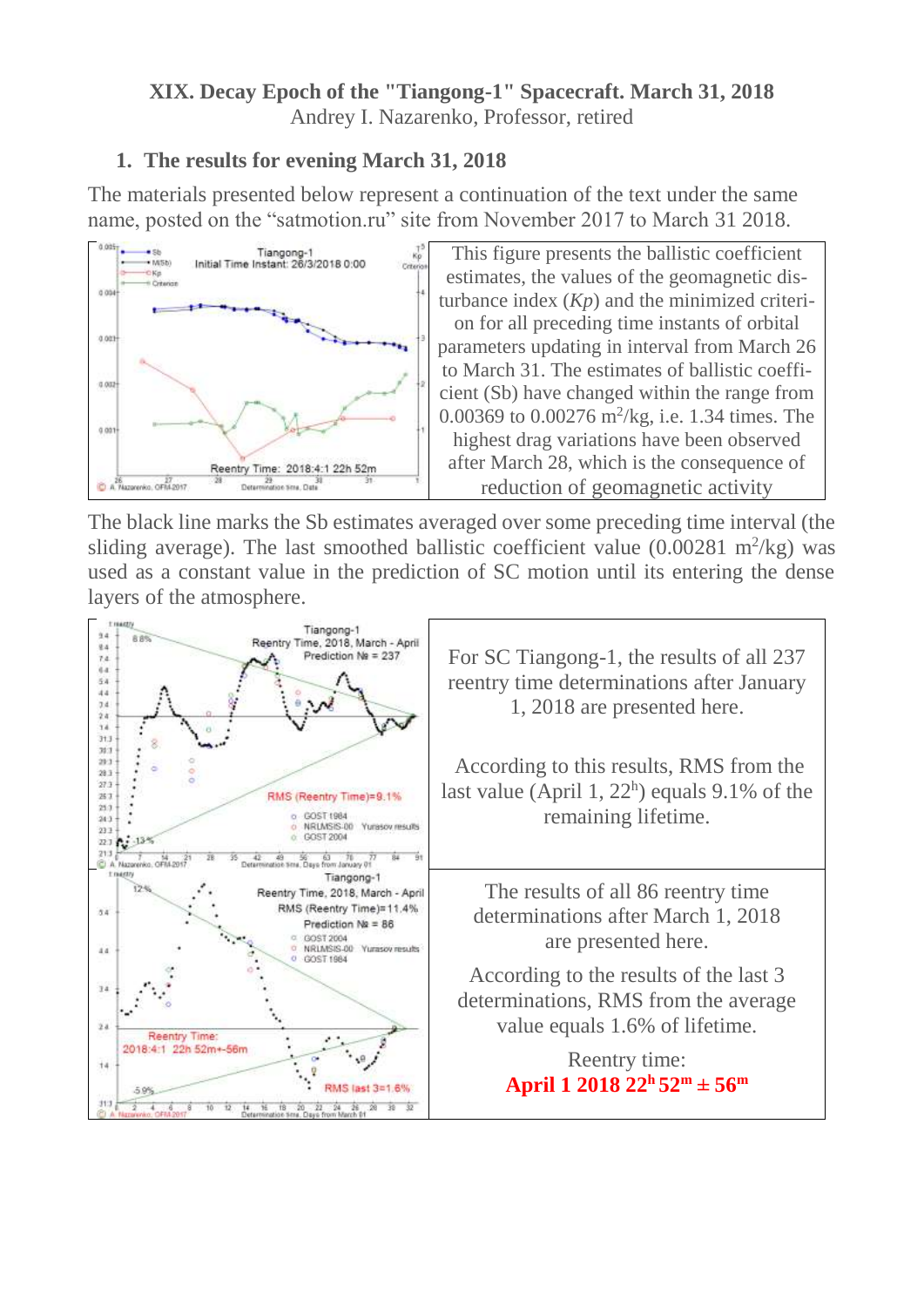**XIX. Decay Epoch of the "Tiangong-1" Spacecraft. March 31, 2018**
Andrey I. Nazarenko, Professor, retired

## 1. The results for evening March 31, 2018

The materials presented below represent a continuation of the text under the same name, posted on the "satmotion.ru" site from November 2017 to March 31 2018.

This figure presents the ballistic coefficient estimates, the values of the geomagnetic disturbance index (*Kp*) and the minimized criterion for all preceding time instants of orbital parameters updating in interval from March 26 to March 31. The estimates of ballistic coefficient (Sb) have changed within the range from 0.00369 to 0.00276 $m^2/kg$, i.e. 1.34 times. The highest drag variations have been observed after March 28, which is the consequence of reduction of geomagnetic activity

The black line marks the Sb estimates averaged over some preceding time interval (the sliding average). The last smoothed ballistic coefficient value (0.00281 $m^2/kg$) was used as a constant value in the prediction of SC motion until its entering the dense layers of the atmosphere.

For SC Tiangong-1, the results of all 237 reentry time determinations after January 1, 2018 are presented here.

According to this results, RMS from the last value (April 1, $22^h$) equals 9.1% of the remaining lifetime.

The results of all 86 reentry time determinations after March 1, 2018 are presented here.

According to the results of the last 3 determinations, RMS from the average value equals 1.6% of lifetime.

Reentry time:
**April 1 2018 $22^h$ $52^m$ ± $56^m$**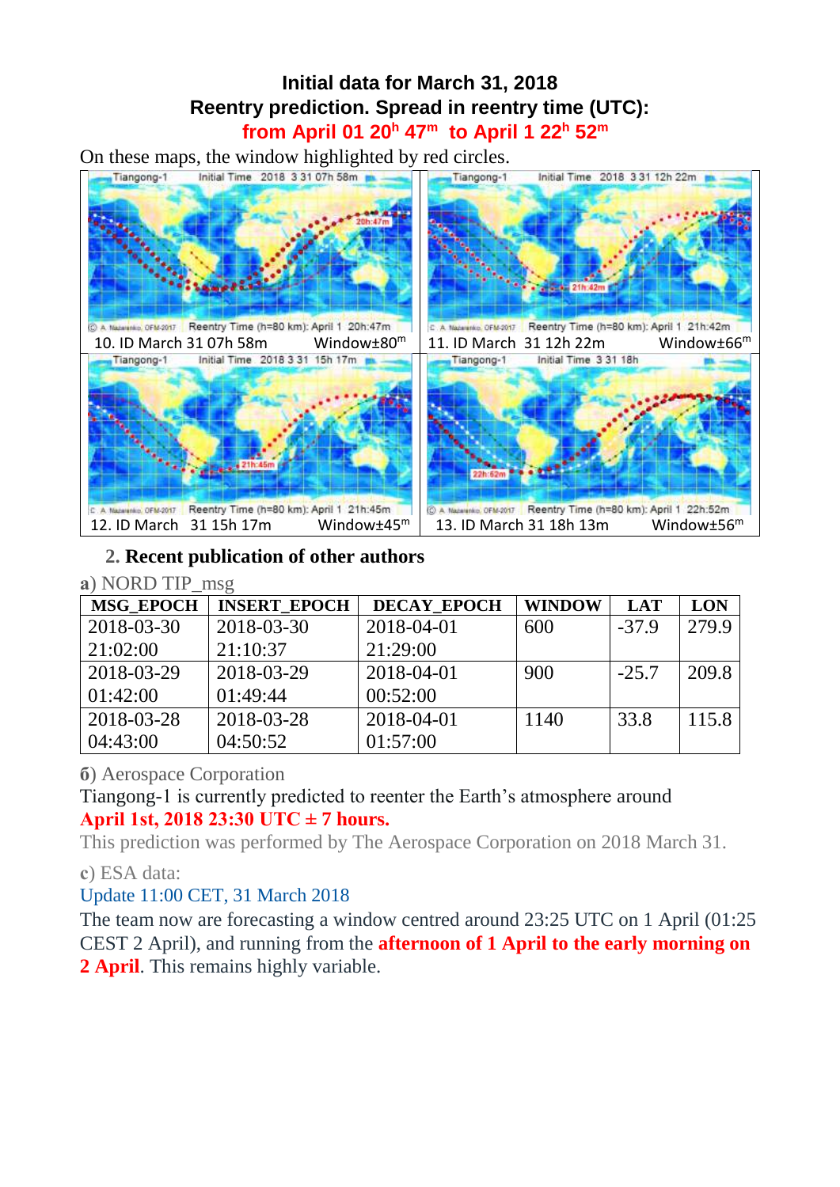# Initial data for March 31, 2018

## Reentry prediction. Spread in reentry time (UTC):

**from April 01 20$^h$ 47$^m$ to April 1 22$^h$ 52$^m$**

On these maps, the window highlighted by red circles.

| 10. ID March 31 07h 58m Window±80$^m$ | 11. ID March 31 12h 22m Window±66$^m$ |
|---|---|
| 12. ID March 31 15h 17m Window±45$^m$ | 13. ID March 31 18h 13m Window±56$^m$ |

## 2. Recent publication of other authors

**a**) NORD TIP_msg

| MSG_EPOCH | INSERT_EPOCH | DECAY_EPOCH | WINDOW | LAT | LON |
|---|---|---|---|---|---|
| 2018-03-30 21:02:00 | 2018-03-30 21:10:37 | 2018-04-01 21:29:00 | 600 | -37.9 | 279.9 |
| 2018-03-29 01:42:00 | 2018-03-29 01:49:44 | 2018-04-01 00:52:00 | 900 | -25.7 | 209.8 |
| 2018-03-28 04:43:00 | 2018-03-28 04:50:52 | 2018-04-01 01:57:00 | 1140 | 33.8 | 115.8 |

**б**) Aerospace Corporation

Tiangong-1 is currently predicted to reenter the Earth's atmosphere around **April 1st, 2018 23:30 UTC ± 7 hours.**

This prediction was performed by The Aerospace Corporation on 2018 March 31.

**c**) ESA data:

Update 11:00 CET, 31 March 2018

The team now are forecasting a window centred around 23:25 UTC on 1 April (01:25 CEST 2 April), and running from the **afternoon of 1 April to the early morning on 2 April**. This remains highly variable.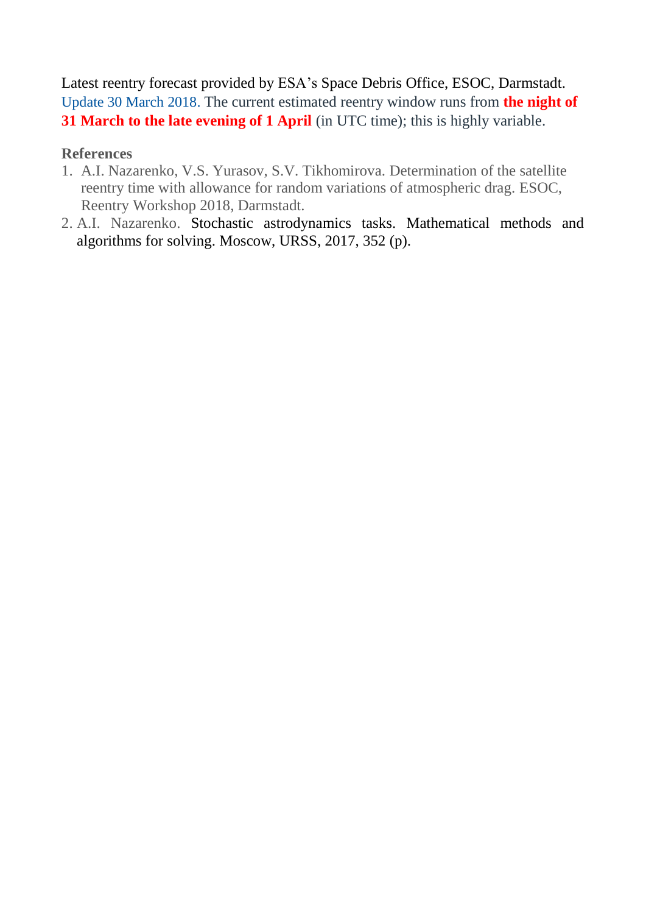Latest reentry forecast provided by ESA's Space Debris Office, ESOC, Darmstadt. Update 30 March 2018. The current estimated reentry window runs from **the night of 31 March to the late evening of 1 April** (in UTC time); this is highly variable.

**References**

1. A.I. Nazarenko, V.S. Yurasov, S.V. Tikhomirova. Determination of the satellite reentry time with allowance for random variations of atmospheric drag. ESOC, Reentry Workshop 2018, Darmstadt.
2. A.I. Nazarenko. Stochastic astrodynamics tasks. Mathematical methods and algorithms for solving. Moscow, URSS, 2017, 352 (p).